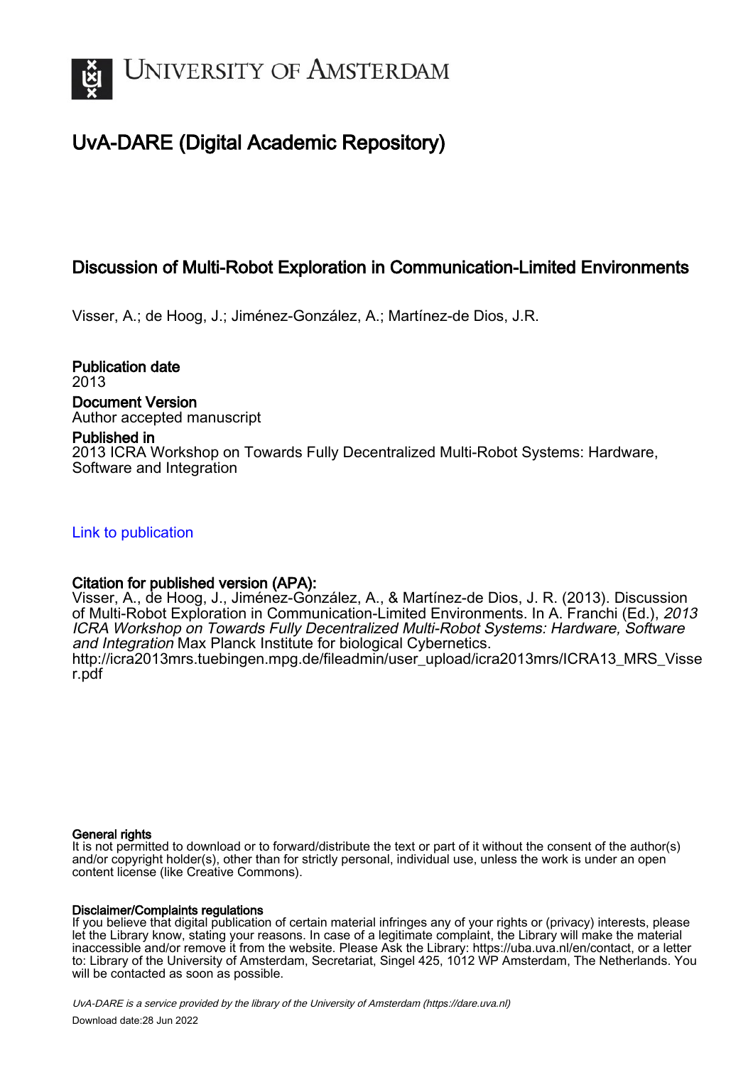# University of Amsterdam

## UvA-DARE (Digital Academic Repository)

### Discussion of Multi-Robot Exploration in Communication-Limited Environments

Visser, A.; de Hoog, J.; Jiménez-González, A.; Martínez-de Dios, J.R.

**Publication date**
2013

**Document Version**
Author accepted manuscript

**Published in**
2013 ICRA Workshop on Towards Fully Decentralized Multi-Robot Systems: Hardware, Software and Integration

Link to publication

**Citation for published version (APA):**
Visser, A., de Hoog, J., Jiménez-González, A., & Martínez-de Dios, J. R. (2013). Discussion of Multi-Robot Exploration in Communication-Limited Environments. In A. Franchi (Ed.), *2013 ICRA Workshop on Towards Fully Decentralized Multi-Robot Systems: Hardware, Software and Integration* Max Planck Institute for biological Cybernetics. http://icra2013mrs.tuebingen.mpg.de/fileadmin/user_upload/icra2013mrs/ICRA13_MRS_Visser.pdf

**General rights**
It is not permitted to download or to forward/distribute the text or part of it without the consent of the author(s) and/or copyright holder(s), other than for strictly personal, individual use, unless the work is under an open content license (like Creative Commons).

**Disclaimer/Complaints regulations**
If you believe that digital publication of certain material infringes any of your rights or (privacy) interests, please let the Library know, stating your reasons. In case of a legitimate complaint, the Library will make the material inaccessible and/or remove it from the website. Please Ask the Library: https://uba.uva.nl/en/contact, or a letter to: Library of the University of Amsterdam, Secretariat, Singel 425, 1012 WP Amsterdam, The Netherlands. You will be contacted as soon as possible.

*UvA-DARE is a service provided by the library of the University of Amsterdam (https://dare.uva.nl)*

Download date:28 Jun 2022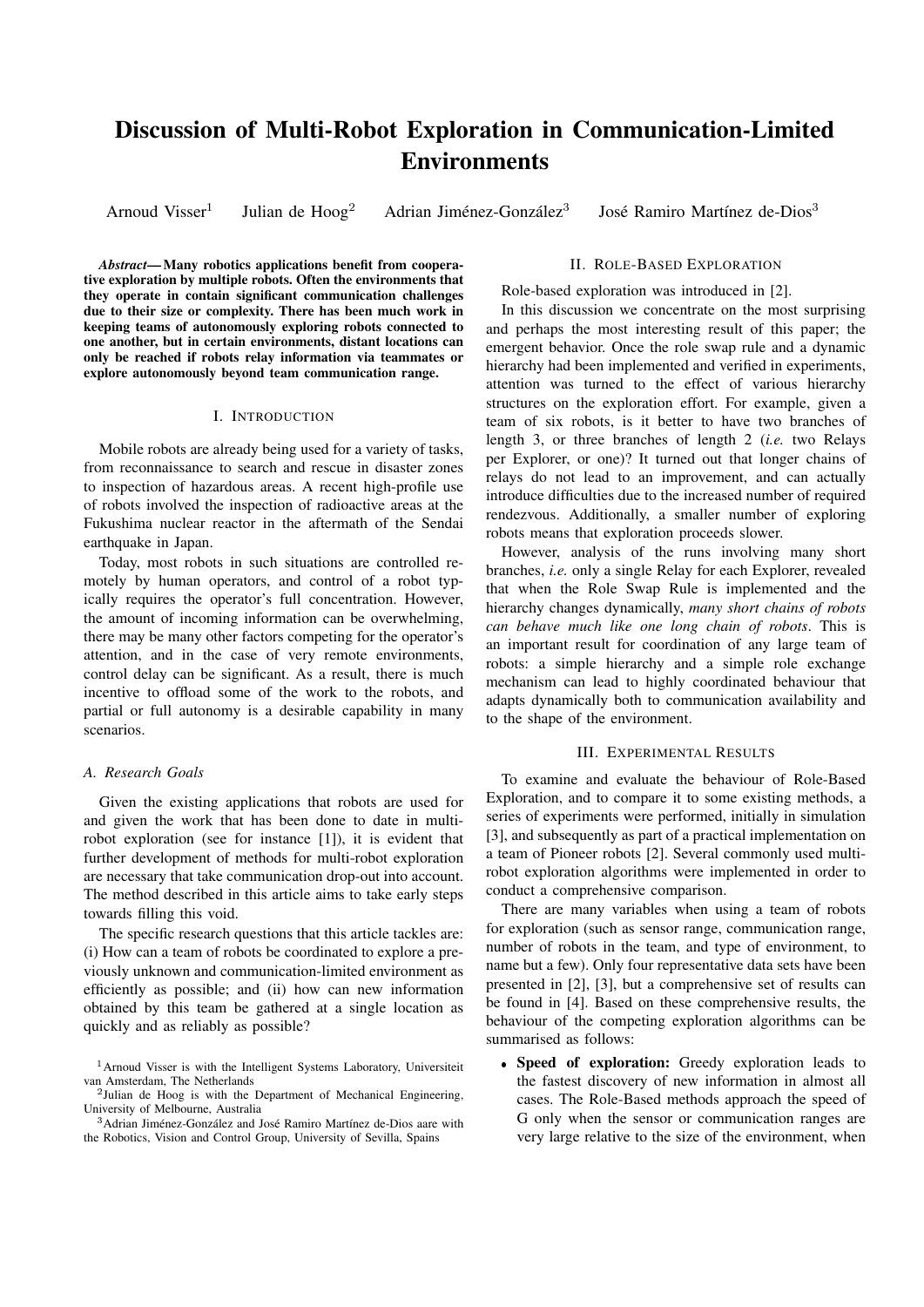# Discussion of Multi-Robot Exploration in Communication-Limited Environments

Arnoud Visser[1] Julian de Hoog[2] Adrian Jiménez-González[3] José Ramiro Martínez de-Dios[3]

***Abstract*— Many robotics applications benefit from cooperative exploration by multiple robots. Often the environments that they operate in contain significant communication challenges due to their size or complexity. There has been much work in keeping teams of autonomously exploring robots connected to one another, but in certain environments, distant locations can only be reached if robots relay information via teammates or explore autonomously beyond team communication range.**

## I. Introduction

Mobile robots are already being used for a variety of tasks, from reconnaissance to search and rescue in disaster zones to inspection of hazardous areas. A recent high-profile use of robots involved the inspection of radioactive areas at the Fukushima nuclear reactor in the aftermath of the Sendai earthquake in Japan.

Today, most robots in such situations are controlled remotely by human operators, and control of a robot typically requires the operator's full concentration. However, the amount of incoming information can be overwhelming, there may be many other factors competing for the operator's attention, and in the case of very remote environments, control delay can be significant. As a result, there is much incentive to offload some of the work to the robots, and partial or full autonomy is a desirable capability in many scenarios.

### A. Research Goals

Given the existing applications that robots are used for and given the work that has been done to date in multi-robot exploration (see for instance [1]), it is evident that further development of methods for multi-robot exploration are necessary that take communication drop-out into account. The method described in this article aims to take early steps towards filling this void.

The specific research questions that this article tackles are: (i) How can a team of robots be coordinated to explore a previously unknown and communication-limited environment as efficiently as possible; and (ii) how can new information obtained by this team be gathered at a single location as quickly and as reliably as possible?

[1]Arnoud Visser is with the Intelligent Systems Laboratory, Universiteit van Amsterdam, The Netherlands

[2]Julian de Hoog is with the Department of Mechanical Engineering, University of Melbourne, Australia

[3]Adrian Jiménez-González and José Ramiro Martínez de-Dios aare with the Robotics, Vision and Control Group, University of Sevilla, Spains

## II. Role-Based Exploration

Role-based exploration was introduced in [2].

In this discussion we concentrate on the most surprising and perhaps the most interesting result of this paper; the emergent behavior. Once the role swap rule and a dynamic hierarchy had been implemented and verified in experiments, attention was turned to the effect of various hierarchy structures on the exploration effort. For example, given a team of six robots, is it better to have two branches of length 3, or three branches of length 2 (*i.e.* two Relays per Explorer, or one)? It turned out that longer chains of relays do not lead to an improvement, and can actually introduce difficulties due to the increased number of required rendezvous. Additionally, a smaller number of exploring robots means that exploration proceeds slower.

However, analysis of the runs involving many short branches, *i.e.* only a single Relay for each Explorer, revealed that when the Role Swap Rule is implemented and the hierarchy changes dynamically, *many short chains of robots can behave much like one long chain of robots*. This is an important result for coordination of any large team of robots: a simple hierarchy and a simple role exchange mechanism can lead to highly coordinated behaviour that adapts dynamically both to communication availability and to the shape of the environment.

## III. Experimental Results

To examine and evaluate the behaviour of Role-Based Exploration, and to compare it to some existing methods, a series of experiments were performed, initially in simulation [3], and subsequently as part of a practical implementation on a team of Pioneer robots [2]. Several commonly used multi-robot exploration algorithms were implemented in order to conduct a comprehensive comparison.

There are many variables when using a team of robots for exploration (such as sensor range, communication range, number of robots in the team, and type of environment, to name but a few). Only four representative data sets have been presented in [2], [3], but a comprehensive set of results can be found in [4]. Based on these comprehensive results, the behaviour of the competing exploration algorithms can be summarised as follows:

- **Speed of exploration:** Greedy exploration leads to the fastest discovery of new information in almost all cases. The Role-Based methods approach the speed of G only when the sensor or communication ranges are very large relative to the size of the environment, when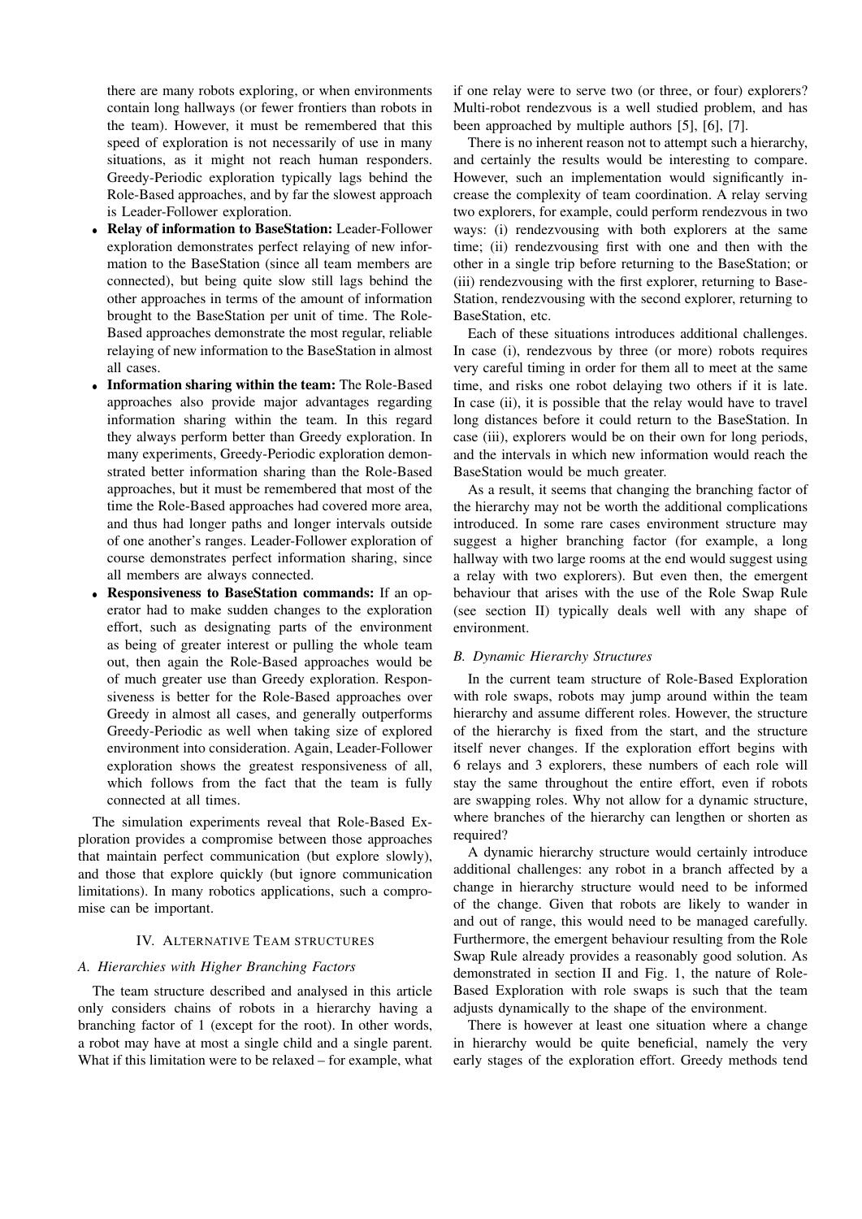there are many robots exploring, or when environments contain long hallways (or fewer frontiers than robots in the team). However, it must be remembered that this speed of exploration is not necessarily of use in many situations, as it might not reach human responders. Greedy-Periodic exploration typically lags behind the Role-Based approaches, and by far the slowest approach is Leader-Follower exploration.

- **Relay of information to BaseStation:** Leader-Follower exploration demonstrates perfect relaying of new information to the BaseStation (since all team members are connected), but being quite slow still lags behind the other approaches in terms of the amount of information brought to the BaseStation per unit of time. The Role-Based approaches demonstrate the most regular, reliable relaying of new information to the BaseStation in almost all cases.
- **Information sharing within the team:** The Role-Based approaches also provide major advantages regarding information sharing within the team. In this regard they always perform better than Greedy exploration. In many experiments, Greedy-Periodic exploration demonstrated better information sharing than the Role-Based approaches, but it must be remembered that most of the time the Role-Based approaches had covered more area, and thus had longer paths and longer intervals outside of one another's ranges. Leader-Follower exploration of course demonstrates perfect information sharing, since all members are always connected.
- **Responsiveness to BaseStation commands:** If an operator had to make sudden changes to the exploration effort, such as designating parts of the environment as being of greater interest or pulling the whole team out, then again the Role-Based approaches would be of much greater use than Greedy exploration. Responsiveness is better for the Role-Based approaches over Greedy in almost all cases, and generally outperforms Greedy-Periodic as well when taking size of explored environment into consideration. Again, Leader-Follower exploration shows the greatest responsiveness of all, which follows from the fact that the team is fully connected at all times.

The simulation experiments reveal that Role-Based Exploration provides a compromise between those approaches that maintain perfect communication (but explore slowly), and those that explore quickly (but ignore communication limitations). In many robotics applications, such a compromise can be important.

## IV. Alternative Team structures

### A. Hierarchies with Higher Branching Factors

The team structure described and analysed in this article only considers chains of robots in a hierarchy having a branching factor of 1 (except for the root). In other words, a robot may have at most a single child and a single parent. What if this limitation were to be relaxed – for example, what if one relay were to serve two (or three, or four) explorers? Multi-robot rendezvous is a well studied problem, and has been approached by multiple authors [5], [6], [7].

There is no inherent reason not to attempt such a hierarchy, and certainly the results would be interesting to compare. However, such an implementation would significantly increase the complexity of team coordination. A relay serving two explorers, for example, could perform rendezvous in two ways: (i) rendezvousing with both explorers at the same time; (ii) rendezvousing first with one and then with the other in a single trip before returning to the BaseStation; or (iii) rendezvousing with the first explorer, returning to BaseStation, rendezvousing with the second explorer, returning to BaseStation, etc.

Each of these situations introduces additional challenges. In case (i), rendezvous by three (or more) robots requires very careful timing in order for them all to meet at the same time, and risks one robot delaying two others if it is late. In case (ii), it is possible that the relay would have to travel long distances before it could return to the BaseStation. In case (iii), explorers would be on their own for long periods, and the intervals in which new information would reach the BaseStation would be much greater.

As a result, it seems that changing the branching factor of the hierarchy may not be worth the additional complications introduced. In some rare cases environment structure may suggest a higher branching factor (for example, a long hallway with two large rooms at the end would suggest using a relay with two explorers). But even then, the emergent behaviour that arises with the use of the Role Swap Rule (see section II) typically deals well with any shape of environment.

### B. Dynamic Hierarchy Structures

In the current team structure of Role-Based Exploration with role swaps, robots may jump around within the team hierarchy and assume different roles. However, the structure of the hierarchy is fixed from the start, and the structure itself never changes. If the exploration effort begins with 6 relays and 3 explorers, these numbers of each role will stay the same throughout the entire effort, even if robots are swapping roles. Why not allow for a dynamic structure, where branches of the hierarchy can lengthen or shorten as required?

A dynamic hierarchy structure would certainly introduce additional challenges: any robot in a branch affected by a change in hierarchy structure would need to be informed of the change. Given that robots are likely to wander in and out of range, this would need to be managed carefully. Furthermore, the emergent behaviour resulting from the Role Swap Rule already provides a reasonably good solution. As demonstrated in section II and Fig. 1, the nature of Role-Based Exploration with role swaps is such that the team adjusts dynamically to the shape of the environment.

There is however at least one situation where a change in hierarchy would be quite beneficial, namely the very early stages of the exploration effort. Greedy methods tend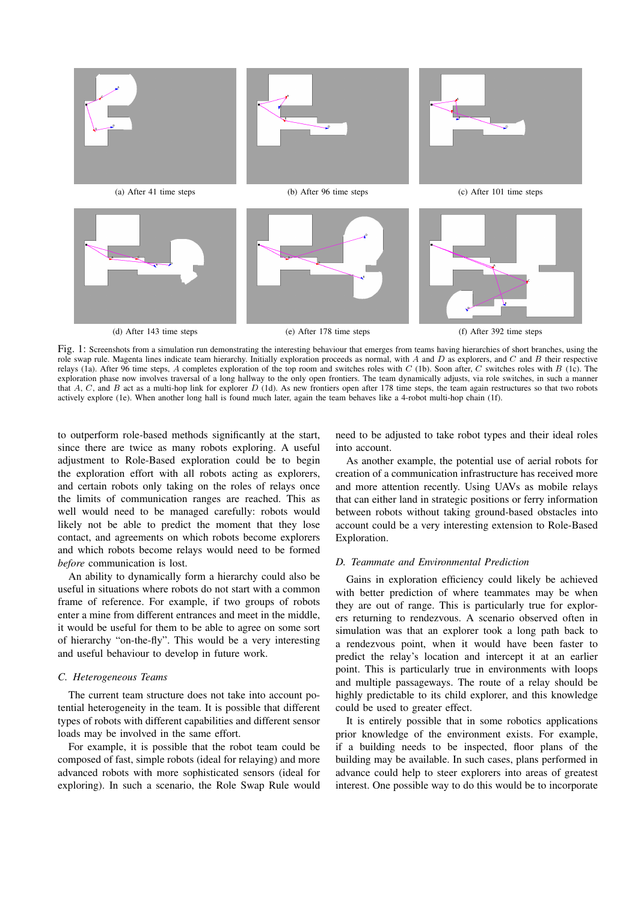(a) After 41 time steps

(b) After 96 time steps

(c) After 101 time steps

(d) After 143 time steps

(e) After 178 time steps

(f) After 392 time steps

Fig. 1: Screenshots from a simulation run demonstrating the interesting behaviour that emerges from teams having hierarchies of short branches, using the role swap rule. Magenta lines indicate team hierarchy. Initially exploration proceeds as normal, with $A$ and $D$ as explorers, and $C$ and $B$ their respective relays (1a). After 96 time steps, $A$ completes exploration of the top room and switches roles with $C$ (1b). Soon after, $C$ switches roles with $B$ (1c). The exploration phase now involves traversal of a long hallway to the only open frontiers. The team dynamically adjusts, via role switches, in such a manner that $A$, $C$, and $B$ act as a multi-hop link for explorer $D$ (1d). As new frontiers open after 178 time steps, the team again restructures so that two robots actively explore (1e). When another long hall is found much later, again the team behaves like a 4-robot multi-hop chain (1f).

to outperform role-based methods significantly at the start, since there are twice as many robots exploring. A useful adjustment to Role-Based exploration could be to begin the exploration effort with all robots acting as explorers, and certain robots only taking on the roles of relays once the limits of communication ranges are reached. This as well would need to be managed carefully: robots would likely not be able to predict the moment that they lose contact, and agreements on which robots become explorers and which robots become relays would need to be formed *before* communication is lost.

An ability to dynamically form a hierarchy could also be useful in situations where robots do not start with a common frame of reference. For example, if two groups of robots enter a mine from different entrances and meet in the middle, it would be useful for them to be able to agree on some sort of hierarchy "on-the-fly". This would be a very interesting and useful behaviour to develop in future work.

### C. Heterogeneous Teams

The current team structure does not take into account potential heterogeneity in the team. It is possible that different types of robots with different capabilities and different sensor loads may be involved in the same effort.

For example, it is possible that the robot team could be composed of fast, simple robots (ideal for relaying) and more advanced robots with more sophisticated sensors (ideal for exploring). In such a scenario, the Role Swap Rule would need to be adjusted to take robot types and their ideal roles into account.

As another example, the potential use of aerial robots for creation of a communication infrastructure has received more and more attention recently. Using UAVs as mobile relays that can either land in strategic positions or ferry information between robots without taking ground-based obstacles into account could be a very interesting extension to Role-Based Exploration.

### D. Teammate and Environmental Prediction

Gains in exploration efficiency could likely be achieved with better prediction of where teammates may be when they are out of range. This is particularly true for explorers returning to rendezvous. A scenario observed often in simulation was that an explorer took a long path back to a rendezvous point, when it would have been faster to predict the relay's location and intercept it at an earlier point. This is particularly true in environments with loops and multiple passageways. The route of a relay should be highly predictable to its child explorer, and this knowledge could be used to greater effect.

It is entirely possible that in some robotics applications prior knowledge of the environment exists. For example, if a building needs to be inspected, floor plans of the building may be available. In such cases, plans performed in advance could help to steer explorers into areas of greatest interest. One possible way to do this would be to incorporate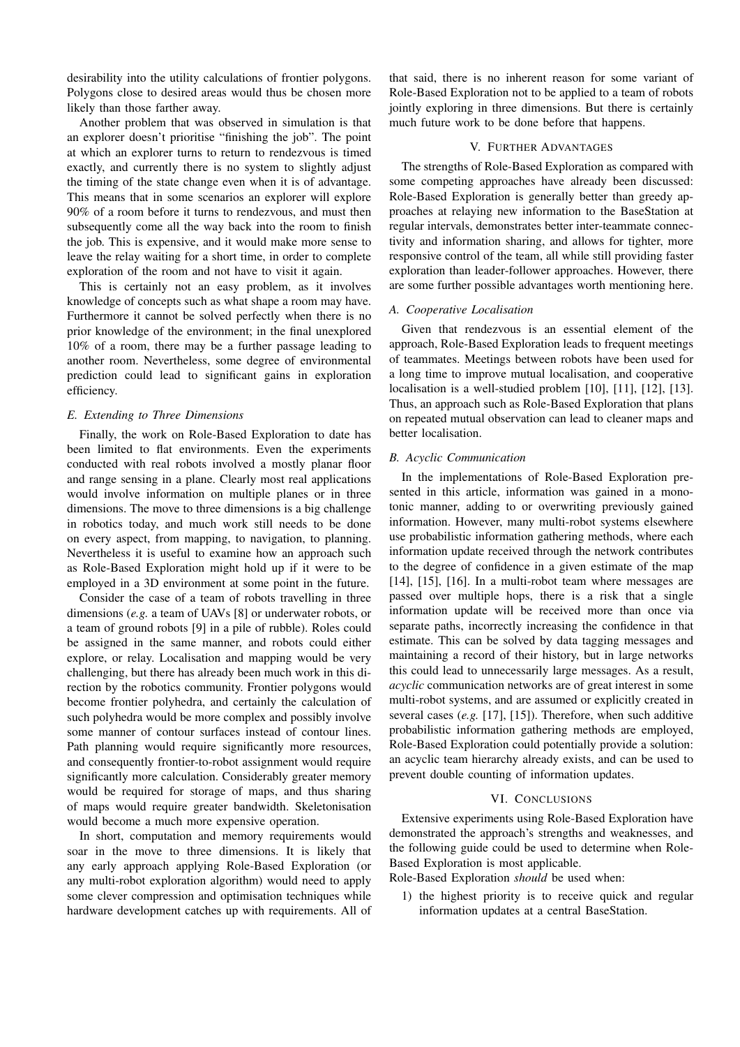desirability into the utility calculations of frontier polygons. Polygons close to desired areas would thus be chosen more likely than those farther away.

Another problem that was observed in simulation is that an explorer doesn't prioritise "finishing the job". The point at which an explorer turns to return to rendezvous is timed exactly, and currently there is no system to slightly adjust the timing of the state change even when it is of advantage. This means that in some scenarios an explorer will explore 90% of a room before it turns to rendezvous, and must then subsequently come all the way back into the room to finish the job. This is expensive, and it would make more sense to leave the relay waiting for a short time, in order to complete exploration of the room and not have to visit it again.

This is certainly not an easy problem, as it involves knowledge of concepts such as what shape a room may have. Furthermore it cannot be solved perfectly when there is no prior knowledge of the environment; in the final unexplored 10% of a room, there may be a further passage leading to another room. Nevertheless, some degree of environmental prediction could lead to significant gains in exploration efficiency.

### *E. Extending to Three Dimensions*

Finally, the work on Role-Based Exploration to date has been limited to flat environments. Even the experiments conducted with real robots involved a mostly planar floor and range sensing in a plane. Clearly most real applications would involve information on multiple planes or in three dimensions. The move to three dimensions is a big challenge in robotics today, and much work still needs to be done on every aspect, from mapping, to navigation, to planning. Nevertheless it is useful to examine how an approach such as Role-Based Exploration might hold up if it were to be employed in a 3D environment at some point in the future.

Consider the case of a team of robots travelling in three dimensions (*e.g.* a team of UAVs [8] or underwater robots, or a team of ground robots [9] in a pile of rubble). Roles could be assigned in the same manner, and robots could either explore, or relay. Localisation and mapping would be very challenging, but there has already been much work in this direction by the robotics community. Frontier polygons would become frontier polyhedra, and certainly the calculation of such polyhedra would be more complex and possibly involve some manner of contour surfaces instead of contour lines. Path planning would require significantly more resources, and consequently frontier-to-robot assignment would require significantly more calculation. Considerably greater memory would be required for storage of maps, and thus sharing of maps would require greater bandwidth. Skeletonisation would become a much more expensive operation.

In short, computation and memory requirements would soar in the move to three dimensions. It is likely that any early approach applying Role-Based Exploration (or any multi-robot exploration algorithm) would need to apply some clever compression and optimisation techniques while hardware development catches up with requirements. All of that said, there is no inherent reason for some variant of Role-Based Exploration not to be applied to a team of robots jointly exploring in three dimensions. But there is certainly much future work to be done before that happens.

## V. Further Advantages

The strengths of Role-Based Exploration as compared with some competing approaches have already been discussed: Role-Based Exploration is generally better than greedy approaches at relaying new information to the BaseStation at regular intervals, demonstrates better inter-teammate connectivity and information sharing, and allows for tighter, more responsive control of the team, all while still providing faster exploration than leader-follower approaches. However, there are some further possible advantages worth mentioning here.

### *A. Cooperative Localisation*

Given that rendezvous is an essential element of the approach, Role-Based Exploration leads to frequent meetings of teammates. Meetings between robots have been used for a long time to improve mutual localisation, and cooperative localisation is a well-studied problem [10], [11], [12], [13]. Thus, an approach such as Role-Based Exploration that plans on repeated mutual observation can lead to cleaner maps and better localisation.

### *B. Acyclic Communication*

In the implementations of Role-Based Exploration presented in this article, information was gained in a monotonic manner, adding to or overwriting previously gained information. However, many multi-robot systems elsewhere use probabilistic information gathering methods, where each information update received through the network contributes to the degree of confidence in a given estimate of the map [14], [15], [16]. In a multi-robot team where messages are passed over multiple hops, there is a risk that a single information update will be received more than once via separate paths, incorrectly increasing the confidence in that estimate. This can be solved by data tagging messages and maintaining a record of their history, but in large networks this could lead to unnecessarily large messages. As a result, *acyclic* communication networks are of great interest in some multi-robot systems, and are assumed or explicitly created in several cases (*e.g.* [17], [15]). Therefore, when such additive probabilistic information gathering methods are employed, Role-Based Exploration could potentially provide a solution: an acyclic team hierarchy already exists, and can be used to prevent double counting of information updates.

## VI. Conclusions

Extensive experiments using Role-Based Exploration have demonstrated the approach's strengths and weaknesses, and the following guide could be used to determine when Role-Based Exploration is most applicable.

Role-Based Exploration *should* be used when:

1) the highest priority is to receive quick and regular information updates at a central BaseStation.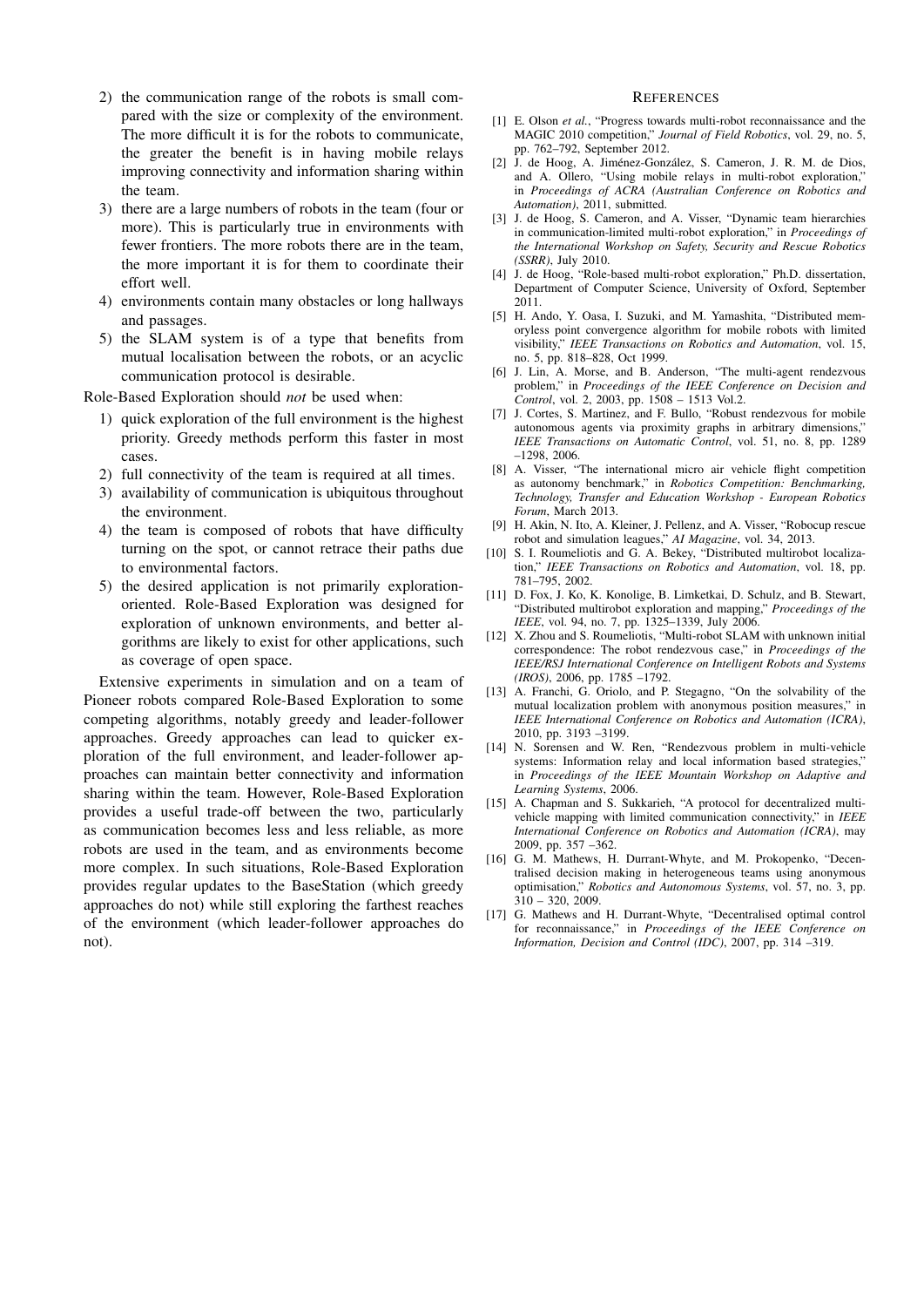2) the communication range of the robots is small compared with the size or complexity of the environment. The more difficult it is for the robots to communicate, the greater the benefit is in having mobile relays improving connectivity and information sharing within the team.
3) there are a large numbers of robots in the team (four or more). This is particularly true in environments with fewer frontiers. The more robots there are in the team, the more important it is for them to coordinate their effort well.
4) environments contain many obstacles or long hallways and passages.
5) the SLAM system is of a type that benefits from mutual localisation between the robots, or an acyclic communication protocol is desirable.

Role-Based Exploration should *not* be used when:

1) quick exploration of the full environment is the highest priority. Greedy methods perform this faster in most cases.
2) full connectivity of the team is required at all times.
3) availability of communication is ubiquitous throughout the environment.
4) the team is composed of robots that have difficulty turning on the spot, or cannot retrace their paths due to environmental factors.
5) the desired application is not primarily exploration-oriented. Role-Based Exploration was designed for exploration of unknown environments, and better algorithms are likely to exist for other applications, such as coverage of open space.

Extensive experiments in simulation and on a team of Pioneer robots compared Role-Based Exploration to some competing algorithms, notably greedy and leader-follower approaches. Greedy approaches can lead to quicker exploration of the full environment, and leader-follower approaches can maintain better connectivity and information sharing within the team. However, Role-Based Exploration provides a useful trade-off between the two, particularly as communication becomes less and less reliable, as more robots are used in the team, and as environments become more complex. In such situations, Role-Based Exploration provides regular updates to the BaseStation (which greedy approaches do not) while still exploring the farthest reaches of the environment (which leader-follower approaches do not).

## References

[1] E. Olson *et al.*, "Progress towards multi-robot reconnaissance and the MAGIC 2010 competition," *Journal of Field Robotics*, vol. 29, no. 5, pp. 762–792, September 2012.

[2] J. de Hoog, A. Jiménez-González, S. Cameron, J. R. M. de Dios, and A. Ollero, "Using mobile relays in multi-robot exploration," in *Proceedings of ACRA (Australian Conference on Robotics and Automation)*, 2011, submitted.

[3] J. de Hoog, S. Cameron, and A. Visser, "Dynamic team hierarchies in communication-limited multi-robot exploration," in *Proceedings of the International Workshop on Safety, Security and Rescue Robotics (SSRR)*, July 2010.

[4] J. de Hoog, "Role-based multi-robot exploration," Ph.D. dissertation, Department of Computer Science, University of Oxford, September 2011.

[5] H. Ando, Y. Oasa, I. Suzuki, and M. Yamashita, "Distributed memoryless point convergence algorithm for mobile robots with limited visibility," *IEEE Transactions on Robotics and Automation*, vol. 15, no. 5, pp. 818–828, Oct 1999.

[6] J. Lin, A. Morse, and B. Anderson, "The multi-agent rendezvous problem," in *Proceedings of the IEEE Conference on Decision and Control*, vol. 2, 2003, pp. 1508 – 1513 Vol.2.

[7] J. Cortes, S. Martinez, and F. Bullo, "Robust rendezvous for mobile autonomous agents via proximity graphs in arbitrary dimensions," *IEEE Transactions on Automatic Control*, vol. 51, no. 8, pp. 1289 –1298, 2006.

[8] A. Visser, "The international micro air vehicle flight competition as autonomy benchmark," in *Robotics Competition: Benchmarking, Technology, Transfer and Education Workshop - European Robotics Forum*, March 2013.

[9] H. Akin, N. Ito, A. Kleiner, J. Pellenz, and A. Visser, "Robocup rescue robot and simulation leagues," *AI Magazine*, vol. 34, 2013.

[10] S. I. Roumeliotis and G. A. Bekey, "Distributed multirobot localization," *IEEE Transactions on Robotics and Automation*, vol. 18, pp. 781–795, 2002.

[11] D. Fox, J. Ko, K. Konolige, B. Limketkai, D. Schulz, and B. Stewart, "Distributed multirobot exploration and mapping," *Proceedings of the IEEE*, vol. 94, no. 7, pp. 1325–1339, July 2006.

[12] X. Zhou and S. Roumeliotis, "Multi-robot SLAM with unknown initial correspondence: The robot rendezvous case," in *Proceedings of the IEEE/RSJ International Conference on Intelligent Robots and Systems (IROS)*, 2006, pp. 1785 –1792.

[13] A. Franchi, G. Oriolo, and P. Stegagno, "On the solvability of the mutual localization problem with anonymous position measures," in *IEEE International Conference on Robotics and Automation (ICRA)*, 2010, pp. 3193 –3199.

[14] N. Sorensen and W. Ren, "Rendezvous problem in multi-vehicle systems: Information relay and local information based strategies," in *Proceedings of the IEEE Mountain Workshop on Adaptive and Learning Systems*, 2006.

[15] A. Chapman and S. Sukkarieh, "A protocol for decentralized multi-vehicle mapping with limited communication connectivity," in *IEEE International Conference on Robotics and Automation (ICRA)*, may 2009, pp. 357 –362.

[16] G. M. Mathews, H. Durrant-Whyte, and M. Prokopenko, "Decentralised decision making in heterogeneous teams using anonymous optimisation," *Robotics and Autonomous Systems*, vol. 57, no. 3, pp. 310 – 320, 2009.

[17] G. Mathews and H. Durrant-Whyte, "Decentralised optimal control for reconnaissance," in *Proceedings of the IEEE Conference on Information, Decision and Control (IDC)*, 2007, pp. 314 –319.